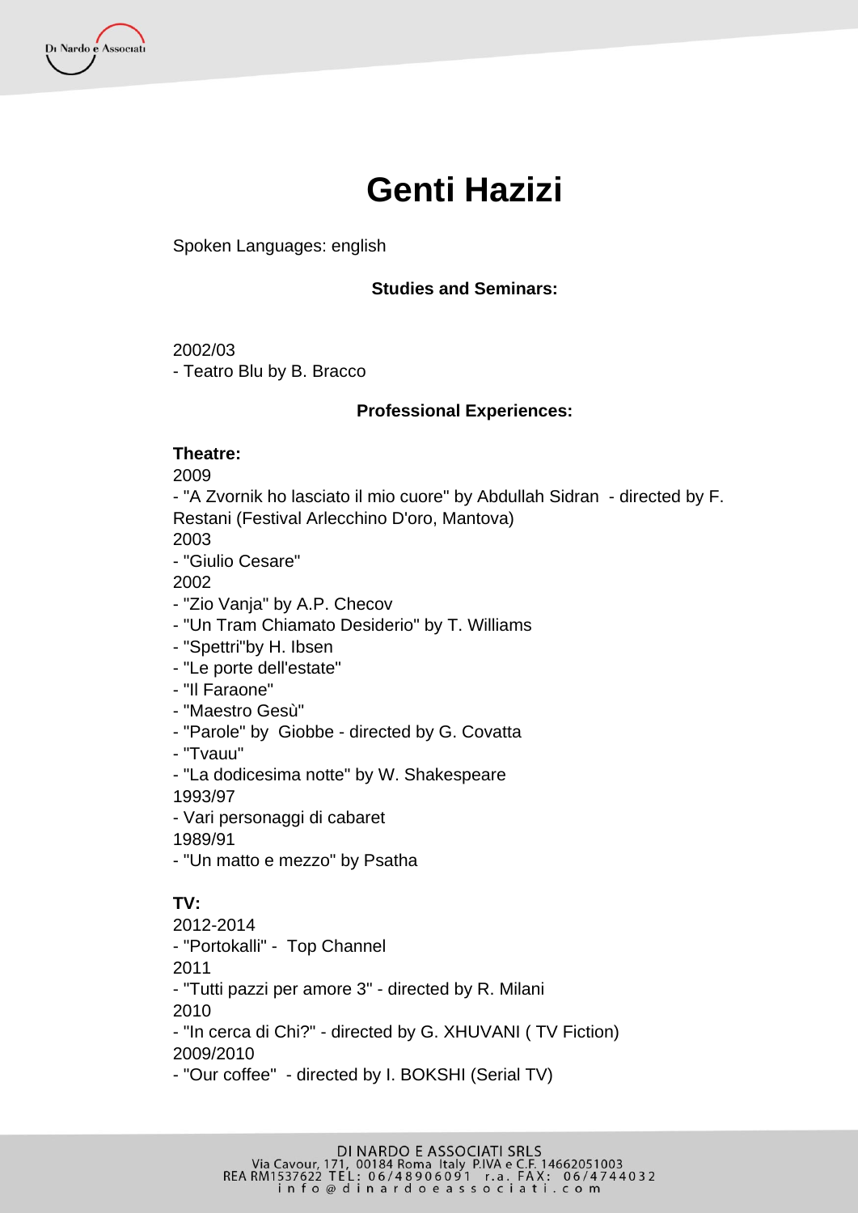# Genti Hazizi

Spoken Languages: english

## Studies and Seminars:

2002/03
- Teatro Blu by B. Bracco

## Professional Experiences:

**Theatre:**

2009
- "A Zvornik ho lasciato il mio cuore" by Abdullah Sidran - directed by F. Restani (Festival Arlecchino D'oro, Mantova)

2003
- "Giulio Cesare"

2002
- "Zio Vanja" by A.P. Checov
- "Un Tram Chiamato Desiderio" by T. Williams
- "Spettri"by H. Ibsen
- "Le porte dell'estate"
- "Il Faraone"
- "Maestro Gesù"
- "Parole" by Giobbe - directed by G. Covatta
- "Tvauu"
- "La dodicesima notte" by W. Shakespeare

1993/97
- Vari personaggi di cabaret

1989/91
- "Un matto e mezzo" by Psatha

**TV:**

2012-2014
- "Portokalli" - Top Channel

2011
- "Tutti pazzi per amore 3" - directed by R. Milani

2010
- "In cerca di Chi?" - directed by G. XHUVANI ( TV Fiction)

2009/2010
- "Our coffee" - directed by I. BOKSHI (Serial TV)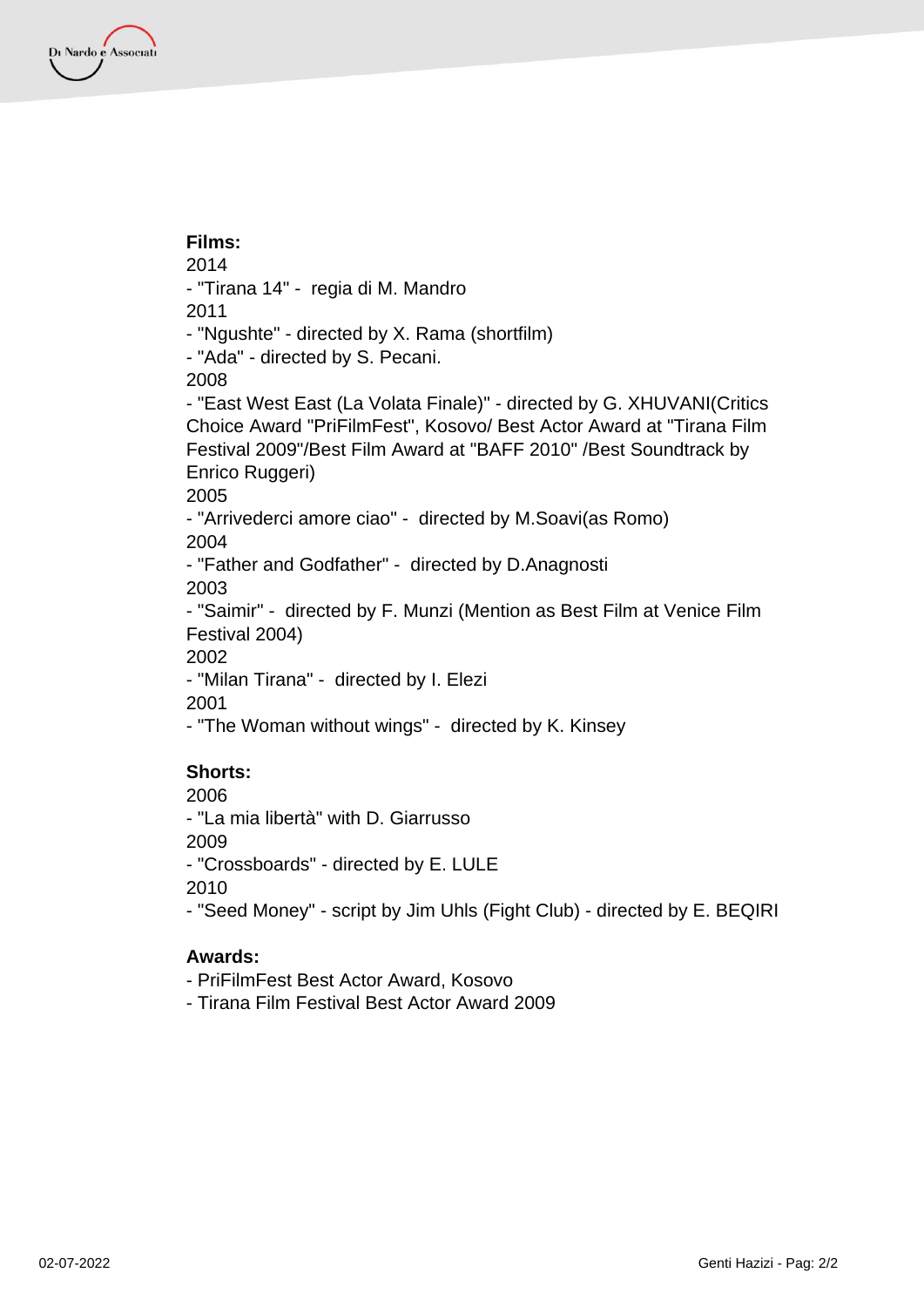**Films:**

2014

- "Tirana 14" -  regia di M. Mandro

2011

- "Ngushte" - directed by X. Rama (shortfilm)
- "Ada" - directed by S. Pecani.

2008

- "East West East (La Volata Finale)" - directed by G. XHUVANI(Critics Choice Award "PriFilmFest", Kosovo/ Best Actor Award at "Tirana Film Festival 2009"/Best Film Award at "BAFF 2010" /Best Soundtrack by Enrico Ruggeri)

2005

- "Arrivederci amore ciao" -  directed by M.Soavi(as Romo)

2004

- "Father and Godfather" -  directed by D.Anagnosti

2003

- "Saimir" -  directed by F. Munzi (Mention as Best Film at Venice Film Festival 2004)

2002

- "Milan Tirana" -  directed by I. Elezi

2001

- "The Woman without wings" -  directed by K. Kinsey

**Shorts:**

2006

- "La mia libertà" with D. Giarrusso

2009

- "Crossboards" - directed by E. LULE

2010

- "Seed Money" - script by Jim Uhls (Fight Club) - directed by E. BEQIRI

**Awards:**

- PriFilmFest Best Actor Award, Kosovo
- Tirana Film Festival Best Actor Award 2009